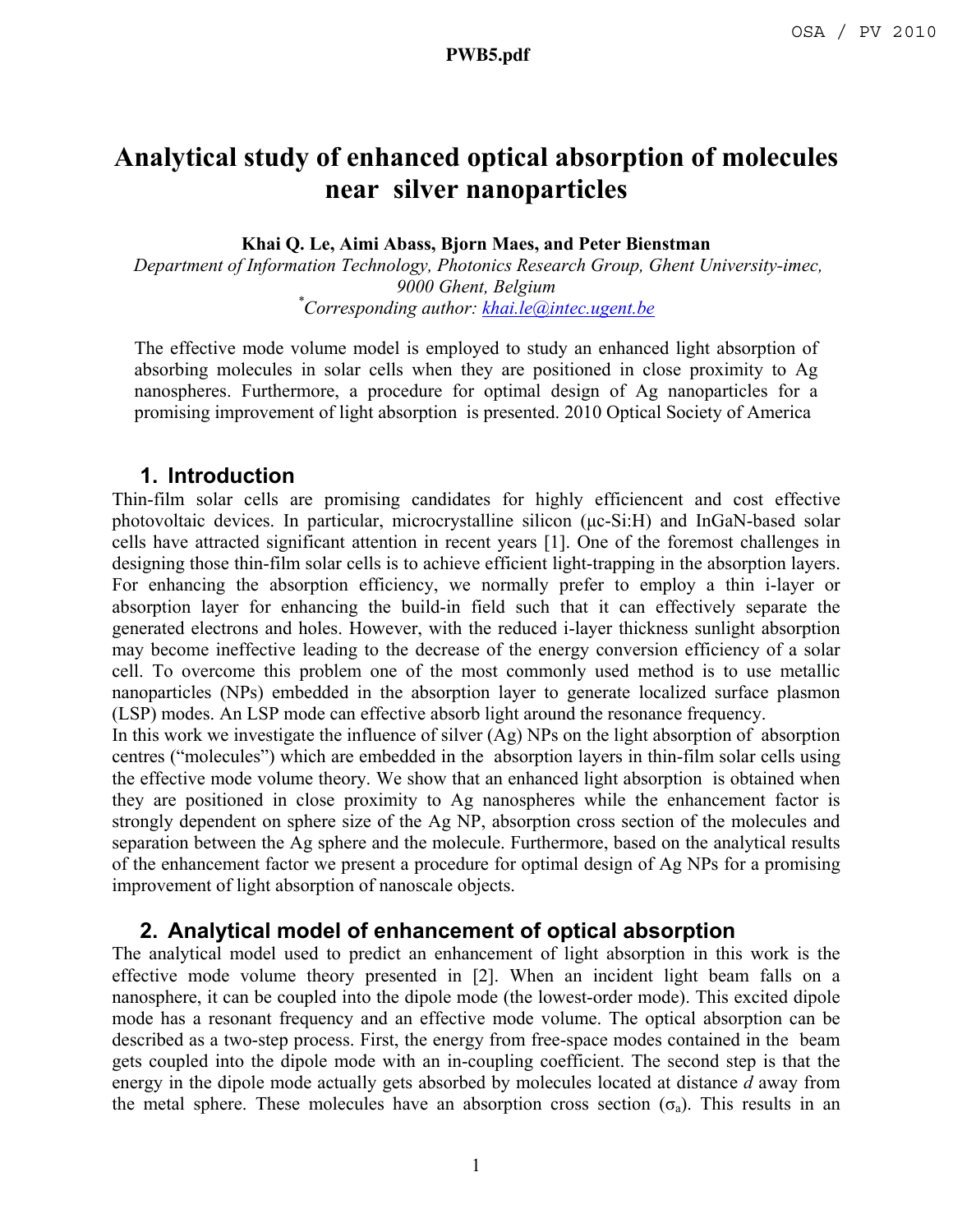# Analytical study of enhanced optical absorption of molecules near silver nanoparticles

**Khai Q. Le, Aimi Abass, Bjorn Maes, and Peter Bienstman**

*Department of Information Technology, Photonics Research Group, Ghent University-imec, 9000 Ghent, Belgium*

*Corresponding author: khai.le@intec.ugent.be

The effective mode volume model is employed to study an enhanced light absorption of absorbing molecules in solar cells when they are positioned in close proximity to Ag nanospheres. Furthermore, a procedure for optimal design of Ag nanoparticles for a promising improvement of light absorption is presented. 2010 Optical Society of America

## 1. Introduction

Thin-film solar cells are promising candidates for highly efficiencent and cost effective photovoltaic devices. In particular, microcrystalline silicon (μc-Si:H) and InGaN-based solar cells have attracted significant attention in recent years [1]. One of the foremost challenges in designing those thin-film solar cells is to achieve efficient light-trapping in the absorption layers. For enhancing the absorption efficiency, we normally prefer to employ a thin i-layer or absorption layer for enhancing the build-in field such that it can effectively separate the generated electrons and holes. However, with the reduced i-layer thickness sunlight absorption may become ineffective leading to the decrease of the energy conversion efficiency of a solar cell. To overcome this problem one of the most commonly used method is to use metallic nanoparticles (NPs) embedded in the absorption layer to generate localized surface plasmon (LSP) modes. An LSP mode can effective absorb light around the resonance frequency.

In this work we investigate the influence of silver (Ag) NPs on the light absorption of absorption centres ("molecules") which are embedded in the absorption layers in thin-film solar cells using the effective mode volume theory. We show that an enhanced light absorption is obtained when they are positioned in close proximity to Ag nanospheres while the enhancement factor is strongly dependent on sphere size of the Ag NP, absorption cross section of the molecules and separation between the Ag sphere and the molecule. Furthermore, based on the analytical results of the enhancement factor we present a procedure for optimal design of Ag NPs for a promising improvement of light absorption of nanoscale objects.

## 2. Analytical model of enhancement of optical absorption

The analytical model used to predict an enhancement of light absorption in this work is the effective mode volume theory presented in [2]. When an incident light beam falls on a nanosphere, it can be coupled into the dipole mode (the lowest-order mode). This excited dipole mode has a resonant frequency and an effective mode volume. The optical absorption can be described as a two-step process. First, the energy from free-space modes contained in the beam gets coupled into the dipole mode with an in-coupling coefficient. The second step is that the energy in the dipole mode actually gets absorbed by molecules located at distance *d* away from the metal sphere. These molecules have an absorption cross section ($\sigma_a$). This results in an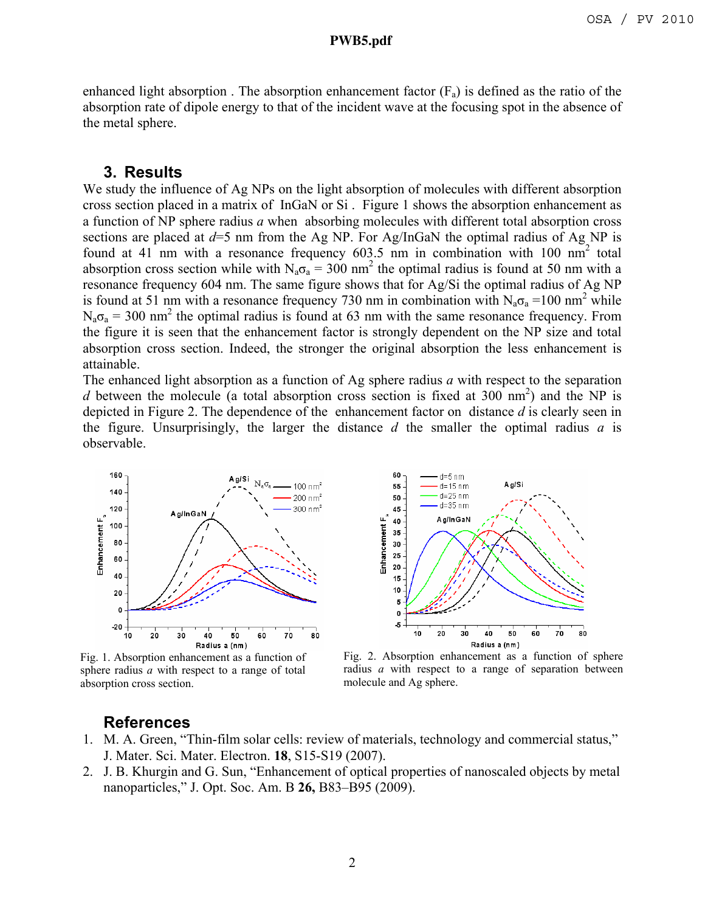enhanced light absorption . The absorption enhancement factor ($F_a$) is defined as the ratio of the absorption rate of dipole energy to that of the incident wave at the focusing spot in the absence of the metal sphere.

## 3. Results

We study the influence of Ag NPs on the light absorption of molecules with different absorption cross section placed in a matrix of InGaN or Si . Figure 1 shows the absorption enhancement as a function of NP sphere radius *a* when absorbing molecules with different total absorption cross sections are placed at *d*=5 nm from the Ag NP. For Ag/InGaN the optimal radius of Ag NP is found at 41 nm with a resonance frequency 603.5 nm in combination with 100 nm$^2$ total absorption cross section while with $N_a\sigma_a$ = 300 nm$^2$ the optimal radius is found at 50 nm with a resonance frequency 604 nm. The same figure shows that for Ag/Si the optimal radius of Ag NP is found at 51 nm with a resonance frequency 730 nm in combination with $N_a\sigma_a$ =100 nm$^2$ while $N_a\sigma_a$ = 300 nm$^2$ the optimal radius is found at 63 nm with the same resonance frequency. From the figure it is seen that the enhancement factor is strongly dependent on the NP size and total absorption cross section. Indeed, the stronger the original absorption the less enhancement is attainable.

The enhanced light absorption as a function of Ag sphere radius *a* with respect to the separation *d* between the molecule (a total absorption cross section is fixed at 300 nm$^2$) and the NP is depicted in Figure 2. The dependence of the enhancement factor on distance *d* is clearly seen in the figure. Unsurprisingly, the larger the distance *d* the smaller the optimal radius *a* is observable.

Ag/Si
Ag/InGaN
$N_a\sigma_a$
100 nm$^2$
200 nm$^2$
300 nm$^2$
Enhancement $F_a$
Radius a (nm)

Fig. 1. Absorption enhancement as a function of sphere radius *a* with respect to a range of total absorption cross section.

d=5 nm
d=15 nm
d=25 nm
d=35 nm
Ag/Si
Ag/InGaN
Enhancement $F_a$
Radius a (nm)

Fig. 2. Absorption enhancement as a function of sphere radius *a* with respect to a range of separation between molecule and Ag sphere.

## References

1. M. A. Green, "Thin-film solar cells: review of materials, technology and commercial status," J. Mater. Sci. Mater. Electron. **18**, S15-S19 (2007).
2. J. B. Khurgin and G. Sun, "Enhancement of optical properties of nanoscaled objects by metal nanoparticles," J. Opt. Soc. Am. B **26,** B83–B95 (2009).